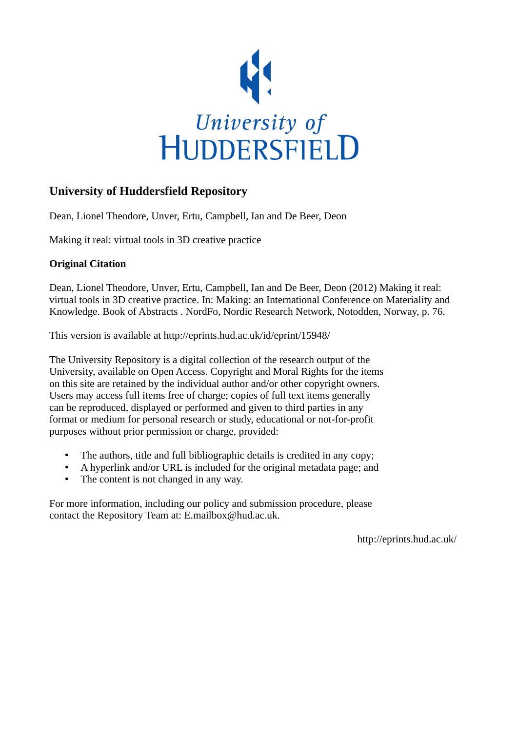University of HUDDERSFIELD

## University of Huddersfield Repository

Dean, Lionel Theodore, Unver, Ertu, Campbell, Ian and De Beer, Deon

Making it real: virtual tools in 3D creative practice

### Original Citation

Dean, Lionel Theodore, Unver, Ertu, Campbell, Ian and De Beer, Deon (2012) Making it real: virtual tools in 3D creative practice. In: Making: an International Conference on Materiality and Knowledge. Book of Abstracts . NordFo, Nordic Research Network, Notodden, Norway, p. 76.

This version is available at http://eprints.hud.ac.uk/id/eprint/15948/

The University Repository is a digital collection of the research output of the University, available on Open Access. Copyright and Moral Rights for the items on this site are retained by the individual author and/or other copyright owners. Users may access full items free of charge; copies of full text items generally can be reproduced, displayed or performed and given to third parties in any format or medium for personal research or study, educational or not-for-profit purposes without prior permission or charge, provided:

- The authors, title and full bibliographic details is credited in any copy;
- A hyperlink and/or URL is included for the original metadata page; and
- The content is not changed in any way.

For more information, including our policy and submission procedure, please contact the Repository Team at: E.mailbox@hud.ac.uk.

http://eprints.hud.ac.uk/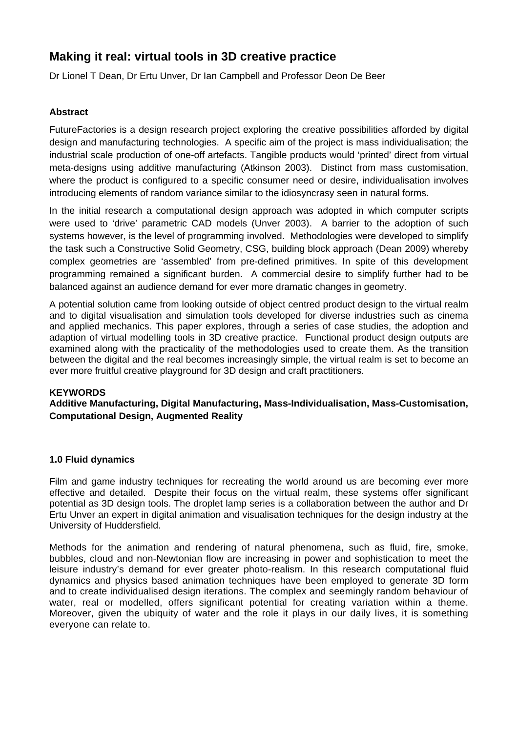# Making it real: virtual tools in 3D creative practice

Dr Lionel T Dean, Dr Ertu Unver, Dr Ian Campbell and Professor Deon De Beer

### Abstract

FutureFactories is a design research project exploring the creative possibilities afforded by digital design and manufacturing technologies. A specific aim of the project is mass individualisation; the industrial scale production of one-off artefacts. Tangible products would 'printed' direct from virtual meta-designs using additive manufacturing (Atkinson 2003). Distinct from mass customisation, where the product is configured to a specific consumer need or desire, individualisation involves introducing elements of random variance similar to the idiosyncrasy seen in natural forms.

In the initial research a computational design approach was adopted in which computer scripts were used to 'drive' parametric CAD models (Unver 2003). A barrier to the adoption of such systems however, is the level of programming involved. Methodologies were developed to simplify the task such a Constructive Solid Geometry, CSG, building block approach (Dean 2009) whereby complex geometries are 'assembled' from pre-defined primitives. In spite of this development programming remained a significant burden. A commercial desire to simplify further had to be balanced against an audience demand for ever more dramatic changes in geometry.

A potential solution came from looking outside of object centred product design to the virtual realm and to digital visualisation and simulation tools developed for diverse industries such as cinema and applied mechanics. This paper explores, through a series of case studies, the adoption and adaption of virtual modelling tools in 3D creative practice. Functional product design outputs are examined along with the practicality of the methodologies used to create them. As the transition between the digital and the real becomes increasingly simple, the virtual realm is set to become an ever more fruitful creative playground for 3D design and craft practitioners.

**KEYWORDS**
**Additive Manufacturing, Digital Manufacturing, Mass-Individualisation, Mass-Customisation, Computational Design, Augmented Reality**

### 1.0 Fluid dynamics

Film and game industry techniques for recreating the world around us are becoming ever more effective and detailed. Despite their focus on the virtual realm, these systems offer significant potential as 3D design tools. The droplet lamp series is a collaboration between the author and Dr Ertu Unver an expert in digital animation and visualisation techniques for the design industry at the University of Huddersfield.

Methods for the animation and rendering of natural phenomena, such as fluid, fire, smoke, bubbles, cloud and non-Newtonian flow are increasing in power and sophistication to meet the leisure industry's demand for ever greater photo-realism. In this research computational fluid dynamics and physics based animation techniques have been employed to generate 3D form and to create individualised design iterations. The complex and seemingly random behaviour of water, real or modelled, offers significant potential for creating variation within a theme. Moreover, given the ubiquity of water and the role it plays in our daily lives, it is something everyone can relate to.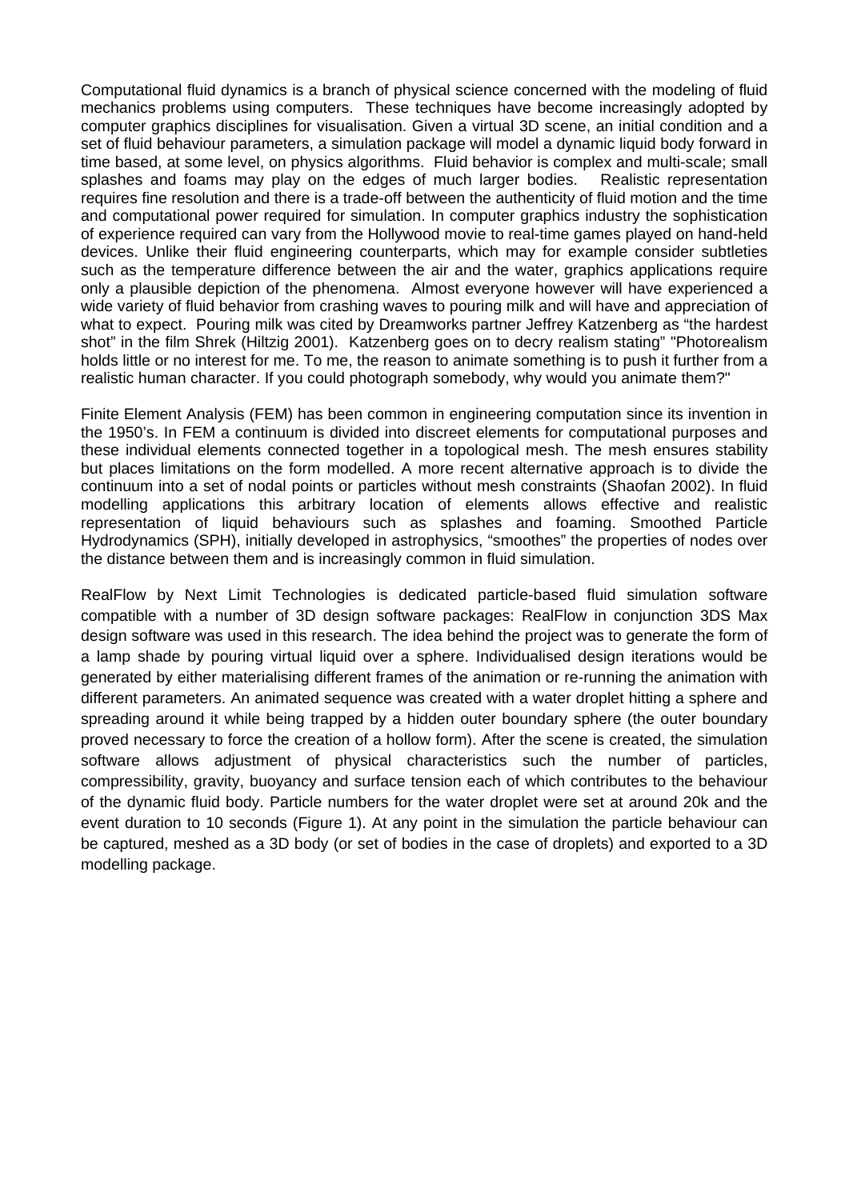Computational fluid dynamics is a branch of physical science concerned with the modeling of fluid mechanics problems using computers. These techniques have become increasingly adopted by computer graphics disciplines for visualisation. Given a virtual 3D scene, an initial condition and a set of fluid behaviour parameters, a simulation package will model a dynamic liquid body forward in time based, at some level, on physics algorithms. Fluid behavior is complex and multi-scale; small splashes and foams may play on the edges of much larger bodies. Realistic representation requires fine resolution and there is a trade-off between the authenticity of fluid motion and the time and computational power required for simulation. In computer graphics industry the sophistication of experience required can vary from the Hollywood movie to real-time games played on hand-held devices. Unlike their fluid engineering counterparts, which may for example consider subtleties such as the temperature difference between the air and the water, graphics applications require only a plausible depiction of the phenomena. Almost everyone however will have experienced a wide variety of fluid behavior from crashing waves to pouring milk and will have and appreciation of what to expect. Pouring milk was cited by Dreamworks partner Jeffrey Katzenberg as "the hardest shot" in the film Shrek (Hiltzig 2001). Katzenberg goes on to decry realism stating" "Photorealism holds little or no interest for me. To me, the reason to animate something is to push it further from a realistic human character. If you could photograph somebody, why would you animate them?"

Finite Element Analysis (FEM) has been common in engineering computation since its invention in the 1950's. In FEM a continuum is divided into discreet elements for computational purposes and these individual elements connected together in a topological mesh. The mesh ensures stability but places limitations on the form modelled. A more recent alternative approach is to divide the continuum into a set of nodal points or particles without mesh constraints (Shaofan 2002). In fluid modelling applications this arbitrary location of elements allows effective and realistic representation of liquid behaviours such as splashes and foaming. Smoothed Particle Hydrodynamics (SPH), initially developed in astrophysics, "smoothes" the properties of nodes over the distance between them and is increasingly common in fluid simulation.

RealFlow by Next Limit Technologies is dedicated particle-based fluid simulation software compatible with a number of 3D design software packages: RealFlow in conjunction 3DS Max design software was used in this research. The idea behind the project was to generate the form of a lamp shade by pouring virtual liquid over a sphere. Individualised design iterations would be generated by either materialising different frames of the animation or re-running the animation with different parameters. An animated sequence was created with a water droplet hitting a sphere and spreading around it while being trapped by a hidden outer boundary sphere (the outer boundary proved necessary to force the creation of a hollow form). After the scene is created, the simulation software allows adjustment of physical characteristics such the number of particles, compressibility, gravity, buoyancy and surface tension each of which contributes to the behaviour of the dynamic fluid body. Particle numbers for the water droplet were set at around 20k and the event duration to 10 seconds (Figure 1). At any point in the simulation the particle behaviour can be captured, meshed as a 3D body (or set of bodies in the case of droplets) and exported to a 3D modelling package.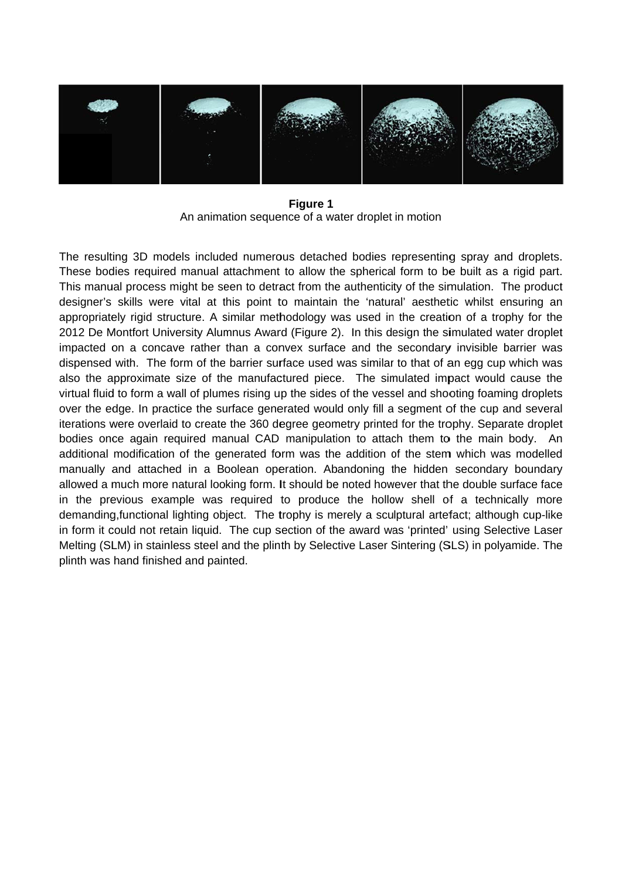**Figure 1**
An animation sequence of a water droplet in motion

The resulting 3D models included numerous detached bodies representing spray and droplets. These bodies required manual attachment to allow the spherical form to be built as a rigid part. This manual process might be seen to detract from the authenticity of the simulation. The product designer's skills were vital at this point to maintain the 'natural' aesthetic whilst ensuring an appropriately rigid structure. A similar methodology was used in the creation of a trophy for the 2012 De Montfort University Alumnus Award (Figure 2). In this design the simulated water droplet impacted on a concave rather than a convex surface and the secondary invisible barrier was dispensed with. The form of the barrier surface used was similar to that of an egg cup which was also the approximate size of the manufactured piece. The simulated impact would cause the virtual fluid to form a wall of plumes rising up the sides of the vessel and shooting foaming droplets over the edge. In practice the surface generated would only fill a segment of the cup and several iterations were overlaid to create the 360 degree geometry printed for the trophy. Separate droplet bodies once again required manual CAD manipulation to attach them to the main body. An additional modification of the generated form was the addition of the stem which was modelled manually and attached in a Boolean operation. Abandoning the hidden secondary boundary allowed a much more natural looking form. It should be noted however that the double surface face in the previous example was required to produce the hollow shell of a technically more demanding,functional lighting object. The trophy is merely a sculptural artefact; although cup-like in form it could not retain liquid. The cup section of the award was 'printed' using Selective Laser Melting (SLM) in stainless steel and the plinth by Selective Laser Sintering (SLS) in polyamide. The plinth was hand finished and painted.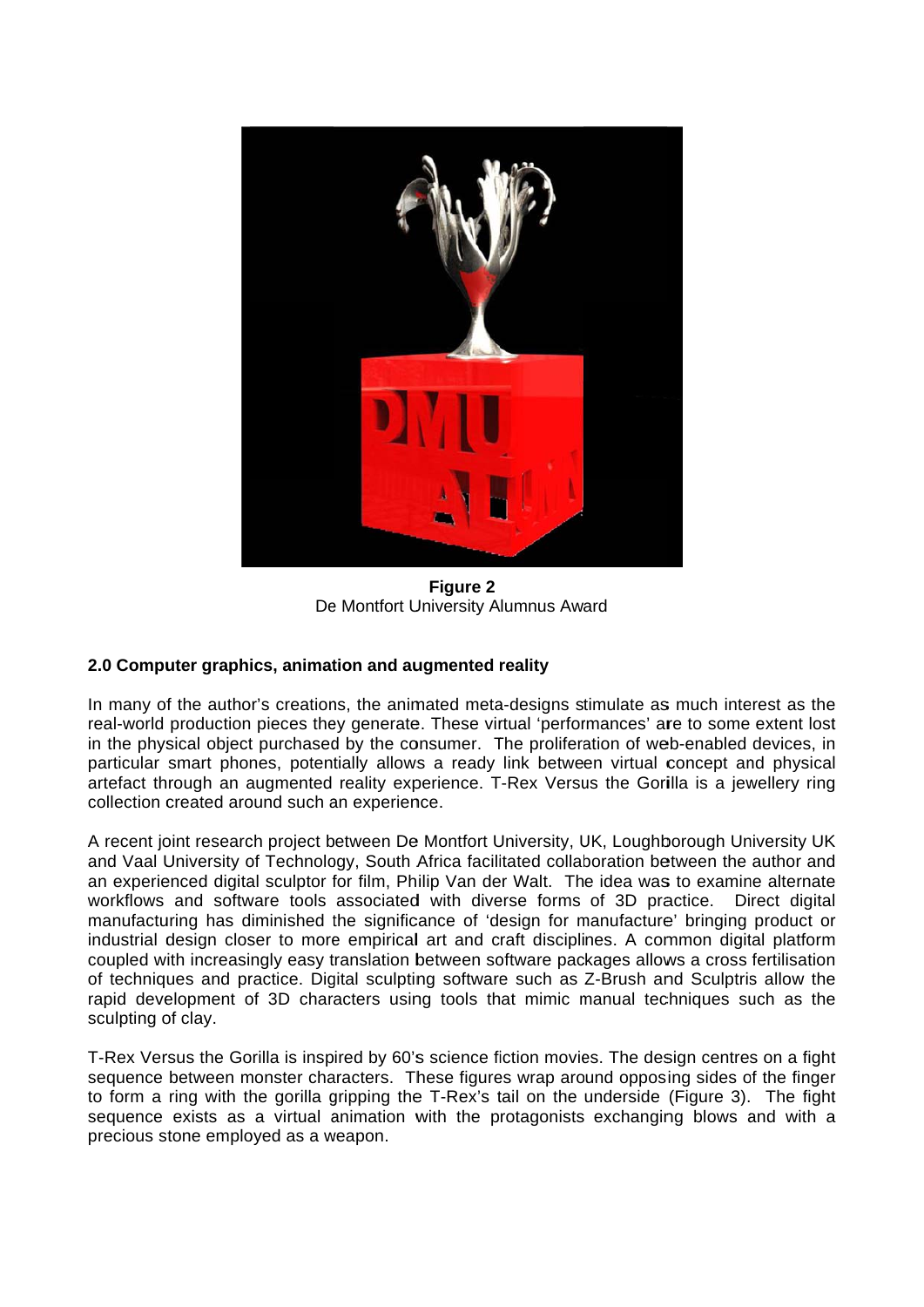**Figure 2**
De Montfort University Alumnus Award

### 2.0 Computer graphics, animation and augmented reality

In many of the author's creations, the animated meta-designs stimulate as much interest as the real-world production pieces they generate. These virtual 'performances' are to some extent lost in the physical object purchased by the consumer. The proliferation of web-enabled devices, in particular smart phones, potentially allows a ready link between virtual concept and physical artefact through an augmented reality experience. T-Rex Versus the Gorilla is a jewellery ring collection created around such an experience.

A recent joint research project between De Montfort University, UK, Loughborough University UK and Vaal University of Technology, South Africa facilitated collaboration between the author and an experienced digital sculptor for film, Philip Van der Walt. The idea was to examine alternate workflows and software tools associated with diverse forms of 3D practice. Direct digital manufacturing has diminished the significance of 'design for manufacture' bringing product or industrial design closer to more empirical art and craft disciplines. A common digital platform coupled with increasingly easy translation between software packages allows a cross fertilisation of techniques and practice. Digital sculpting software such as Z-Brush and Sculptris allow the rapid development of 3D characters using tools that mimic manual techniques such as the sculpting of clay.

T-Rex Versus the Gorilla is inspired by 60's science fiction movies. The design centres on a fight sequence between monster characters. These figures wrap around opposing sides of the finger to form a ring with the gorilla gripping the T-Rex's tail on the underside (Figure 3). The fight sequence exists as a virtual animation with the protagonists exchanging blows and with a precious stone employed as a weapon.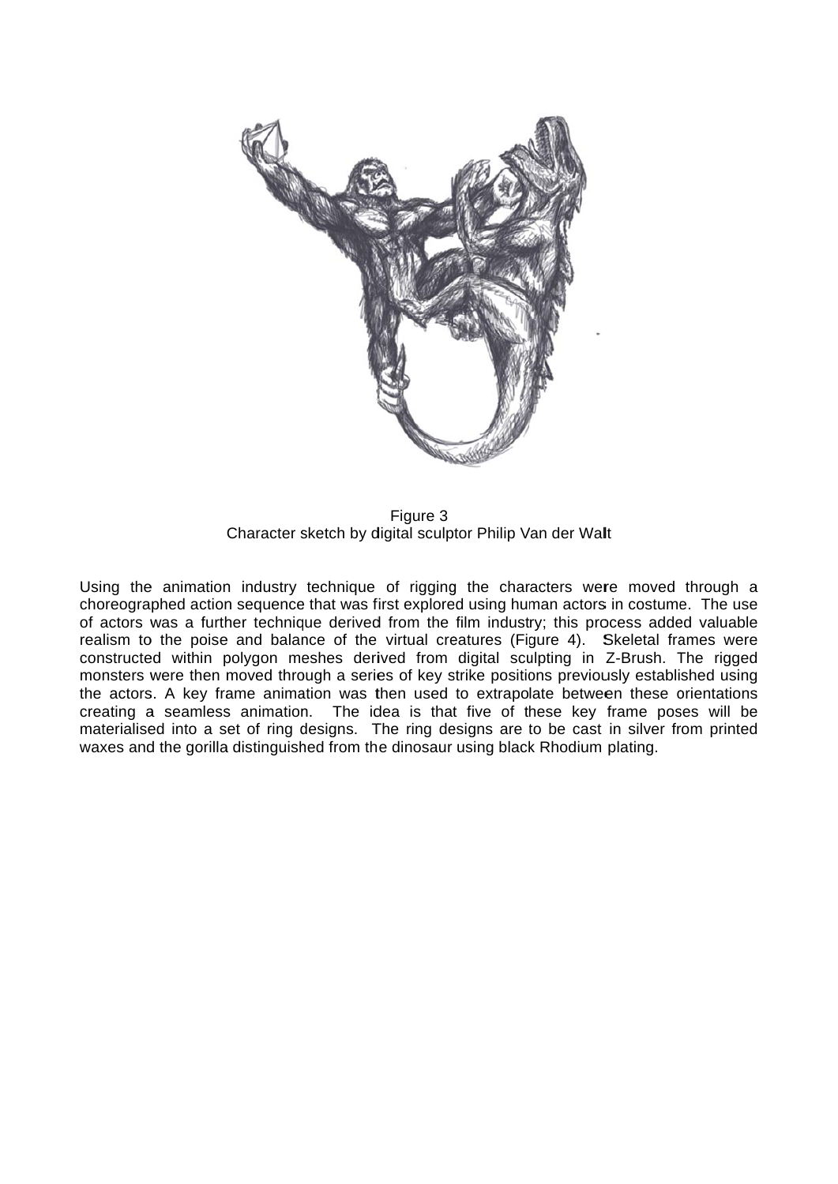Figure 3
Character sketch by digital sculptor Philip Van der Walt

Using the animation industry technique of rigging the characters were moved through a choreographed action sequence that was first explored using human actors in costume. The use of actors was a further technique derived from the film industry; this process added valuable realism to the poise and balance of the virtual creatures (Figure 4). Skeletal frames were constructed within polygon meshes derived from digital sculpting in Z-Brush. The rigged monsters were then moved through a series of key strike positions previously established using the actors. A key frame animation was then used to extrapolate between these orientations creating a seamless animation. The idea is that five of these key frame poses will be materialised into a set of ring designs. The ring designs are to be cast in silver from printed waxes and the gorilla distinguished from the dinosaur using black Rhodium plating.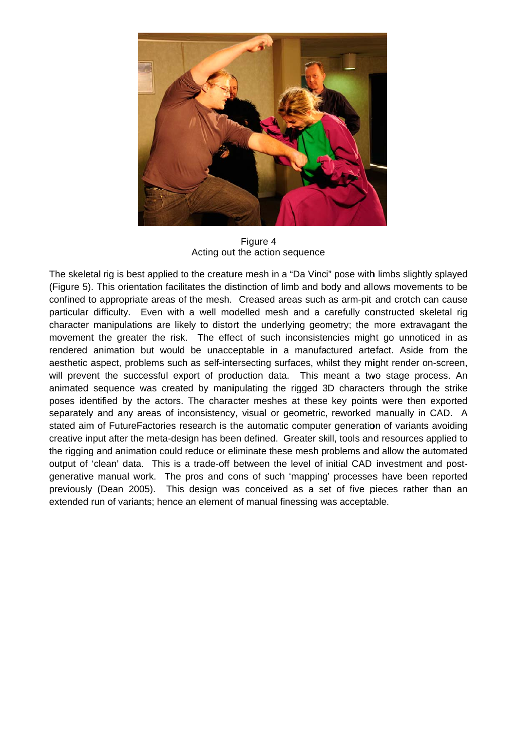Figure 4
Acting out the action sequence

The skeletal rig is best applied to the creature mesh in a "Da Vinci" pose with limbs slightly splayed (Figure 5). This orientation facilitates the distinction of limb and body and allows movements to be confined to appropriate areas of the mesh. Creased areas such as arm-pit and crotch can cause particular difficulty. Even with a well modelled mesh and a carefully constructed skeletal rig character manipulations are likely to distort the underlying geometry; the more extravagant the movement the greater the risk. The effect of such inconsistencies might go unnoticed in as rendered animation but would be unacceptable in a manufactured artefact. Aside from the aesthetic aspect, problems such as self-intersecting surfaces, whilst they might render on-screen, will prevent the successful export of production data. This meant a two stage process. An animated sequence was created by manipulating the rigged 3D characters through the strike poses identified by the actors. The character meshes at these key points were then exported separately and any areas of inconsistency, visual or geometric, reworked manually in CAD. A stated aim of FutureFactories research is the automatic computer generation of variants avoiding creative input after the meta-design has been defined. Greater skill, tools and resources applied to the rigging and animation could reduce or eliminate these mesh problems and allow the automated output of 'clean' data. This is a trade-off between the level of initial CAD investment and post-generative manual work. The pros and cons of such 'mapping' processes have been reported previously (Dean 2005). This design was conceived as a set of five pieces rather than an extended run of variants; hence an element of manual finessing was acceptable.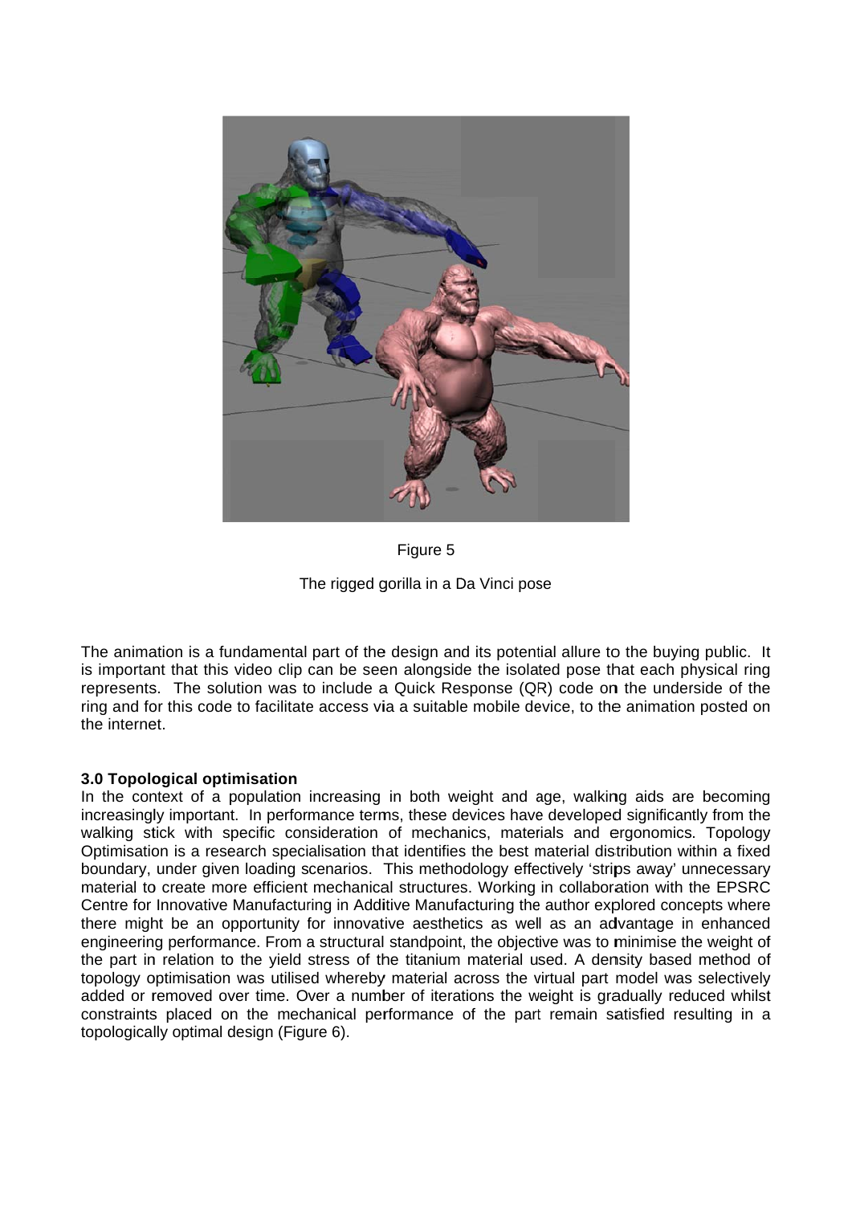Figure 5

The rigged gorilla in a Da Vinci pose

The animation is a fundamental part of the design and its potential allure to the buying public. It is important that this video clip can be seen alongside the isolated pose that each physical ring represents. The solution was to include a Quick Response (QR) code on the underside of the ring and for this code to facilitate access via a suitable mobile device, to the animation posted on the internet.

**3.0 Topological optimisation**

In the context of a population increasing in both weight and age, walking aids are becoming increasingly important. In performance terms, these devices have developed significantly from the walking stick with specific consideration of mechanics, materials and ergonomics. Topology Optimisation is a research specialisation that identifies the best material distribution within a fixed boundary, under given loading scenarios. This methodology effectively 'strips away' unnecessary material to create more efficient mechanical structures. Working in collaboration with the EPSRC Centre for Innovative Manufacturing in Additive Manufacturing the author explored concepts where there might be an opportunity for innovative aesthetics as well as an advantage in enhanced engineering performance. From a structural standpoint, the objective was to minimise the weight of the part in relation to the yield stress of the titanium material used. A density based method of topology optimisation was utilised whereby material across the virtual part model was selectively added or removed over time. Over a number of iterations the weight is gradually reduced whilst constraints placed on the mechanical performance of the part remain satisfied resulting in a topologically optimal design (Figure 6).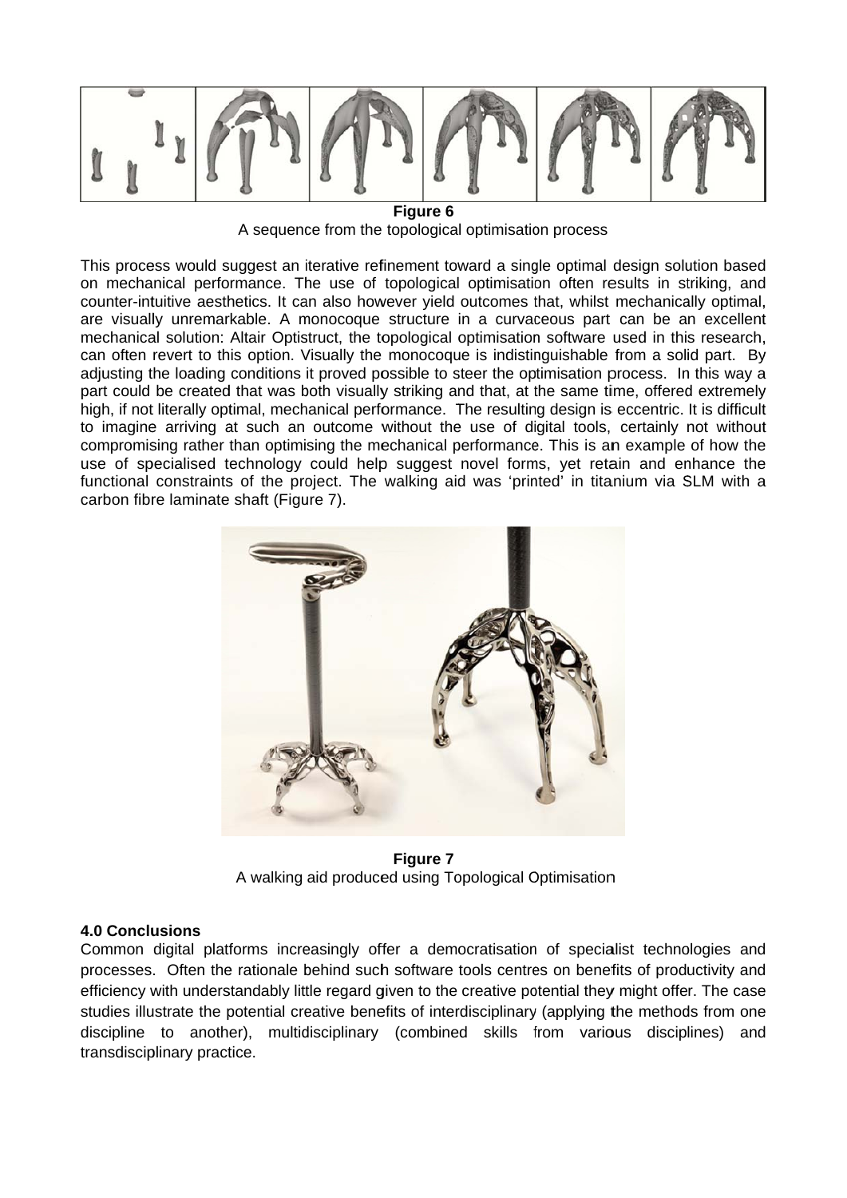**Figure 6**
A sequence from the topological optimisation process

This process would suggest an iterative refinement toward a single optimal design solution based on mechanical performance. The use of topological optimisation often results in striking, and counter-intuitive aesthetics. It can also however yield outcomes that, whilst mechanically optimal, are visually unremarkable. A monocoque structure in a curvaceous part can be an excellent mechanical solution: Altair Optistruct, the topological optimisation software used in this research, can often revert to this option. Visually the monocoque is indistinguishable from a solid part. By adjusting the loading conditions it proved possible to steer the optimisation process. In this way a part could be created that was both visually striking and that, at the same time, offered extremely high, if not literally optimal, mechanical performance. The resulting design is eccentric. It is difficult to imagine arriving at such an outcome without the use of digital tools, certainly not without compromising rather than optimising the mechanical performance. This is an example of how the use of specialised technology could help suggest novel forms, yet retain and enhance the functional constraints of the project. The walking aid was 'printed' in titanium via SLM with a carbon fibre laminate shaft (Figure 7).

**Figure 7**
A walking aid produced using Topological Optimisation

### 4.0 Conclusions

Common digital platforms increasingly offer a democratisation of specialist technologies and processes. Often the rationale behind such software tools centres on benefits of productivity and efficiency with understandably little regard given to the creative potential they might offer. The case studies illustrate the potential creative benefits of interdisciplinary (applying the methods from one discipline to another), multidisciplinary (combined skills from various disciplines) and transdisciplinary practice.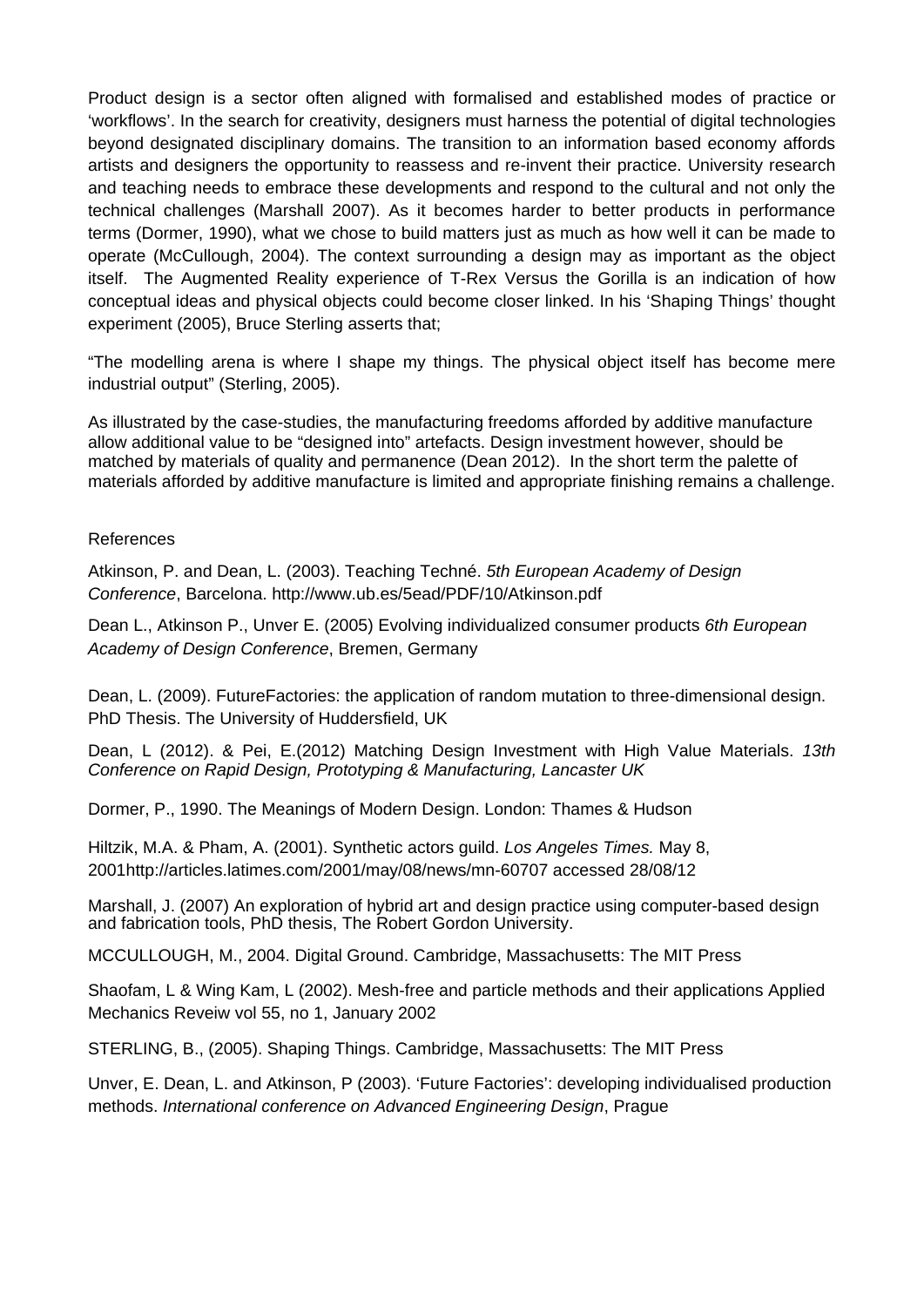Product design is a sector often aligned with formalised and established modes of practice or 'workflows'. In the search for creativity, designers must harness the potential of digital technologies beyond designated disciplinary domains. The transition to an information based economy affords artists and designers the opportunity to reassess and re-invent their practice. University research and teaching needs to embrace these developments and respond to the cultural and not only the technical challenges (Marshall 2007). As it becomes harder to better products in performance terms (Dormer, 1990), what we chose to build matters just as much as how well it can be made to operate (McCullough, 2004). The context surrounding a design may as important as the object itself. The Augmented Reality experience of T-Rex Versus the Gorilla is an indication of how conceptual ideas and physical objects could become closer linked. In his 'Shaping Things' thought experiment (2005), Bruce Sterling asserts that;

"The modelling arena is where I shape my things. The physical object itself has become mere industrial output" (Sterling, 2005).

As illustrated by the case-studies, the manufacturing freedoms afforded by additive manufacture allow additional value to be "designed into" artefacts. Design investment however, should be matched by materials of quality and permanence (Dean 2012). In the short term the palette of materials afforded by additive manufacture is limited and appropriate finishing remains a challenge.

References

Atkinson, P. and Dean, L. (2003). Teaching Techné. *5th European Academy of Design Conference*, Barcelona. http://www.ub.es/5ead/PDF/10/Atkinson.pdf

Dean L., Atkinson P., Unver E. (2005) Evolving individualized consumer products *6th European Academy of Design Conference*, Bremen, Germany

Dean, L. (2009). FutureFactories: the application of random mutation to three-dimensional design. PhD Thesis. The University of Huddersfield, UK

Dean, L (2012). & Pei, E.(2012) Matching Design Investment with High Value Materials. *13th Conference on Rapid Design, Prototyping & Manufacturing, Lancaster UK*

Dormer, P., 1990. The Meanings of Modern Design. London: Thames & Hudson

Hiltzik, M.A. & Pham, A. (2001). Synthetic actors guild. *Los Angeles Times.* May 8, 2001http://articles.latimes.com/2001/may/08/news/mn-60707 accessed 28/08/12

Marshall, J. (2007) An exploration of hybrid art and design practice using computer-based design and fabrication tools, PhD thesis, The Robert Gordon University.

MCCULLOUGH, M., 2004. Digital Ground. Cambridge, Massachusetts: The MIT Press

Shaofam, L & Wing Kam, L (2002). Mesh-free and particle methods and their applications Applied Mechanics Reveiw vol 55, no 1, January 2002

STERLING, B., (2005). Shaping Things. Cambridge, Massachusetts: The MIT Press

Unver, E. Dean, L. and Atkinson, P (2003). 'Future Factories': developing individualised production methods. *International conference on Advanced Engineering Design*, Prague